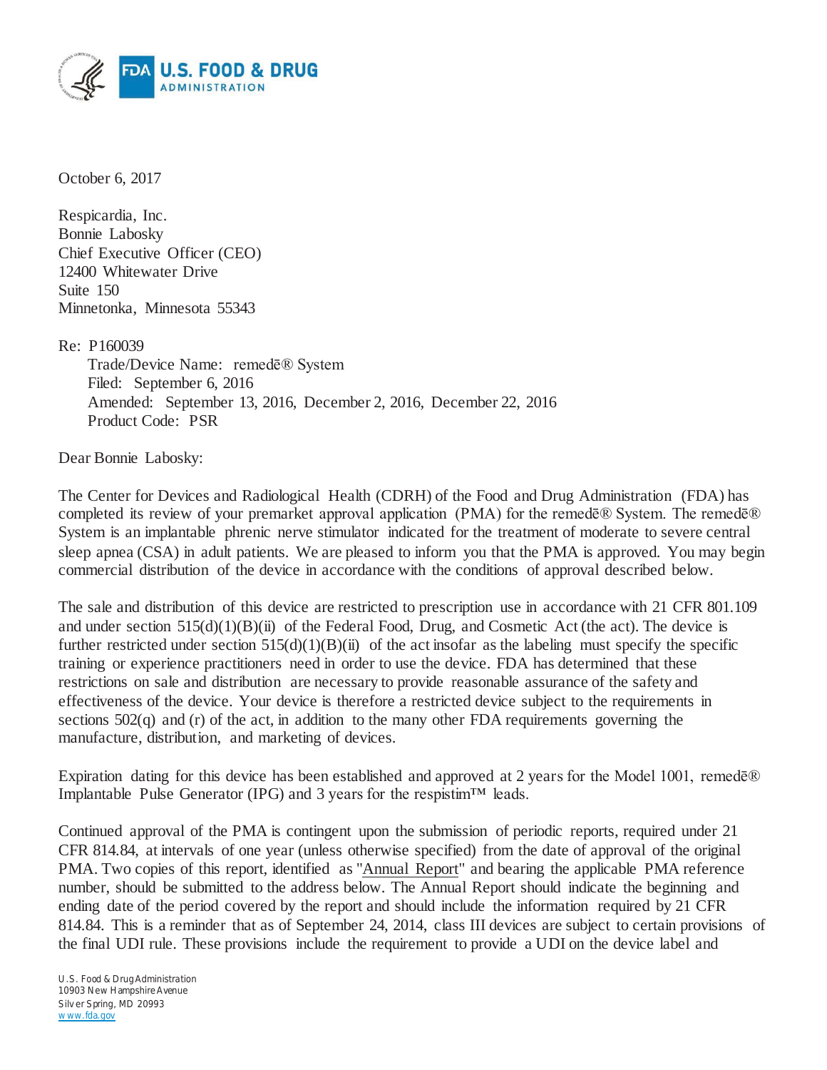October 6, 2017

Respicardia, Inc.
Bonnie Labosky
Chief Executive Officer (CEO)
12400 Whitewater Drive
Suite 150
Minnetonka, Minnesota 55343

Re: P160039
Trade/Device Name: remedē® System
Filed: September 6, 2016
Amended: September 13, 2016, December 2, 2016, December 22, 2016
Product Code: PSR

Dear Bonnie Labosky:

The Center for Devices and Radiological Health (CDRH) of the Food and Drug Administration (FDA) has completed its review of your premarket approval application (PMA) for the remedē® System. The remedē® System is an implantable phrenic nerve stimulator indicated for the treatment of moderate to severe central sleep apnea (CSA) in adult patients. We are pleased to inform you that the PMA is approved. You may begin commercial distribution of the device in accordance with the conditions of approval described below.

The sale and distribution of this device are restricted to prescription use in accordance with 21 CFR 801.109 and under section 515(d)(1)(B)(ii) of the Federal Food, Drug, and Cosmetic Act (the act). The device is further restricted under section 515(d)(1)(B)(ii) of the act insofar as the labeling must specify the specific training or experience practitioners need in order to use the device. FDA has determined that these restrictions on sale and distribution are necessary to provide reasonable assurance of the safety and effectiveness of the device. Your device is therefore a restricted device subject to the requirements in sections 502(q) and (r) of the act, in addition to the many other FDA requirements governing the manufacture, distribution, and marketing of devices.

Expiration dating for this device has been established and approved at 2 years for the Model 1001, remedē® Implantable Pulse Generator (IPG) and 3 years for the respistim™ leads.

Continued approval of the PMA is contingent upon the submission of periodic reports, required under 21 CFR 814.84, at intervals of one year (unless otherwise specified) from the date of approval of the original PMA. Two copies of this report, identified as "Annual Report" and bearing the applicable PMA reference number, should be submitted to the address below. The Annual Report should indicate the beginning and ending date of the period covered by the report and should include the information required by 21 CFR 814.84. This is a reminder that as of September 24, 2014, class III devices are subject to certain provisions of the final UDI rule. These provisions include the requirement to provide a UDI on the device label and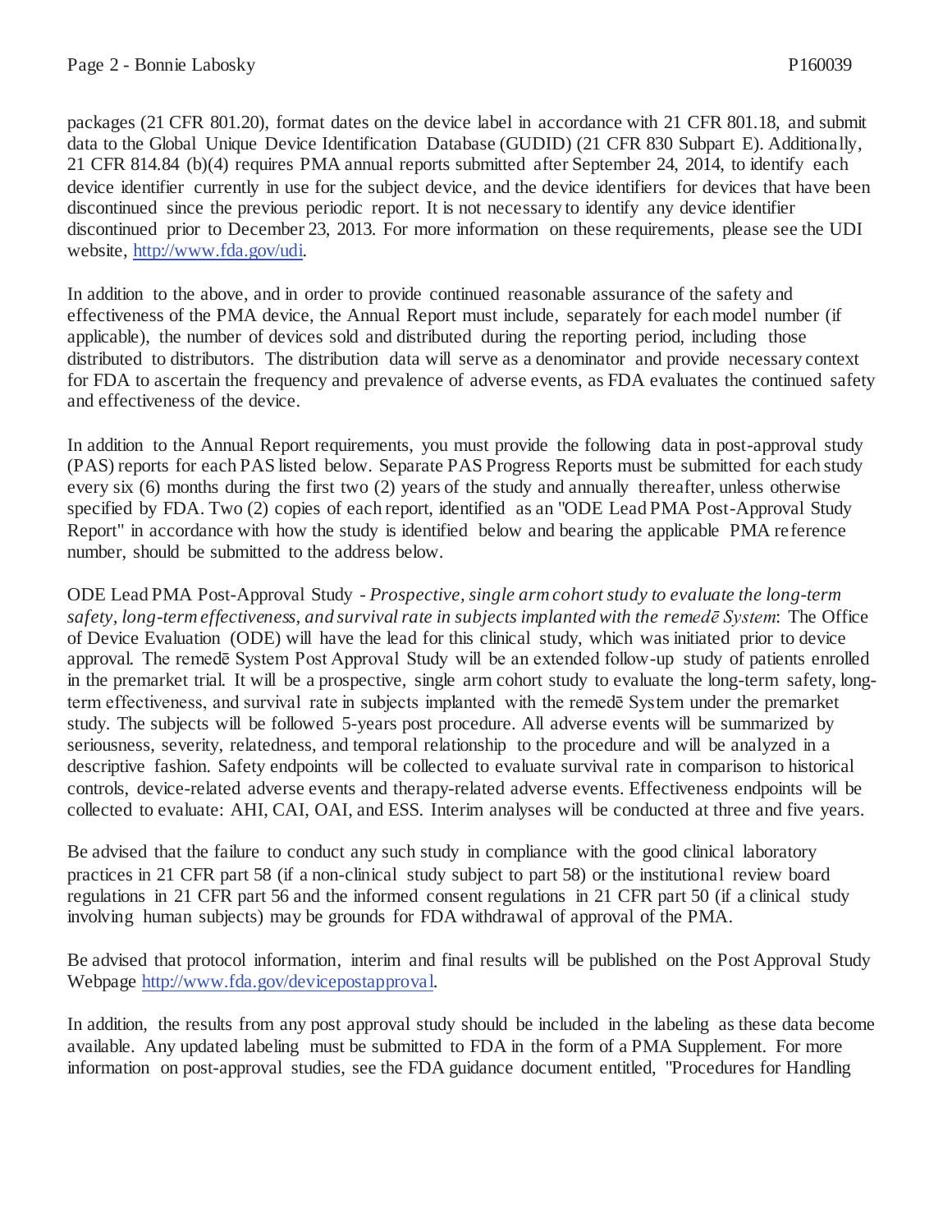packages (21 CFR 801.20), format dates on the device label in accordance with 21 CFR 801.18, and submit data to the Global Unique Device Identification Database (GUDID) (21 CFR 830 Subpart E). Additionally, 21 CFR 814.84 (b)(4) requires PMA annual reports submitted after September 24, 2014, to identify each device identifier currently in use for the subject device, and the device identifiers for devices that have been discontinued since the previous periodic report. It is not necessary to identify any device identifier discontinued prior to December 23, 2013. For more information on these requirements, please see the UDI website, http://www.fda.gov/udi.

In addition to the above, and in order to provide continued reasonable assurance of the safety and effectiveness of the PMA device, the Annual Report must include, separately for each model number (if applicable), the number of devices sold and distributed during the reporting period, including those distributed to distributors. The distribution data will serve as a denominator and provide necessary context for FDA to ascertain the frequency and prevalence of adverse events, as FDA evaluates the continued safety and effectiveness of the device.

In addition to the Annual Report requirements, you must provide the following data in post-approval study (PAS) reports for each PAS listed below. Separate PAS Progress Reports must be submitted for each study every six (6) months during the first two (2) years of the study and annually thereafter, unless otherwise specified by FDA. Two (2) copies of each report, identified as an "ODE Lead PMA Post-Approval Study Report" in accordance with how the study is identified below and bearing the applicable PMA reference number, should be submitted to the address below.

ODE Lead PMA Post-Approval Study - *Prospective, single arm cohort study to evaluate the long-term safety, long-term effectiveness, and survival rate in subjects implanted with the remedē System*: The Office of Device Evaluation (ODE) will have the lead for this clinical study, which was initiated prior to device approval. The remedē System Post Approval Study will be an extended follow-up study of patients enrolled in the premarket trial. It will be a prospective, single arm cohort study to evaluate the long-term safety, long-term effectiveness, and survival rate in subjects implanted with the remedē System under the premarket study. The subjects will be followed 5-years post procedure. All adverse events will be summarized by seriousness, severity, relatedness, and temporal relationship to the procedure and will be analyzed in a descriptive fashion. Safety endpoints will be collected to evaluate survival rate in comparison to historical controls, device-related adverse events and therapy-related adverse events. Effectiveness endpoints will be collected to evaluate: AHI, CAI, OAI, and ESS. Interim analyses will be conducted at three and five years.

Be advised that the failure to conduct any such study in compliance with the good clinical laboratory practices in 21 CFR part 58 (if a non-clinical study subject to part 58) or the institutional review board regulations in 21 CFR part 56 and the informed consent regulations in 21 CFR part 50 (if a clinical study involving human subjects) may be grounds for FDA withdrawal of approval of the PMA.

Be advised that protocol information, interim and final results will be published on the Post Approval Study Webpage http://www.fda.gov/devicepostapproval.

In addition, the results from any post approval study should be included in the labeling as these data become available. Any updated labeling must be submitted to FDA in the form of a PMA Supplement. For more information on post-approval studies, see the FDA guidance document entitled, "Procedures for Handling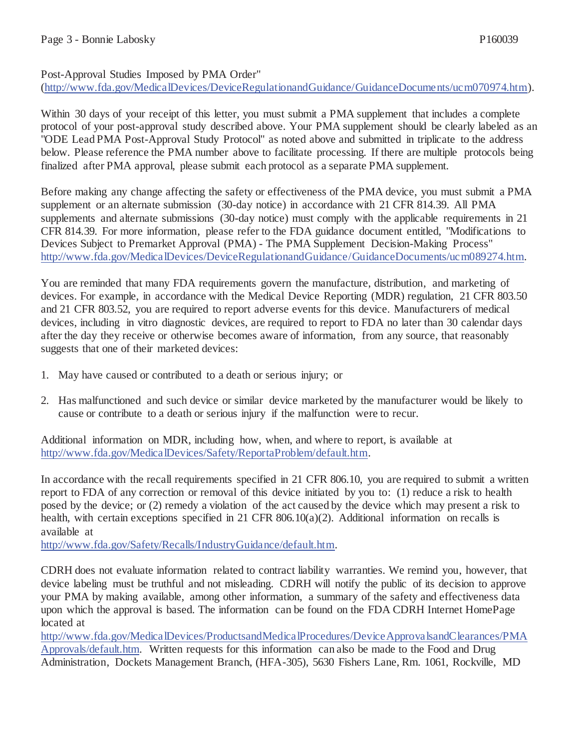Post-Approval Studies Imposed by PMA Order" (http://www.fda.gov/MedicalDevices/DeviceRegulationandGuidance/GuidanceDocuments/ucm070974.htm).

Within 30 days of your receipt of this letter, you must submit a PMA supplement that includes a complete protocol of your post-approval study described above. Your PMA supplement should be clearly labeled as an "ODE Lead PMA Post-Approval Study Protocol" as noted above and submitted in triplicate to the address below. Please reference the PMA number above to facilitate processing. If there are multiple protocols being finalized after PMA approval, please submit each protocol as a separate PMA supplement.

Before making any change affecting the safety or effectiveness of the PMA device, you must submit a PMA supplement or an alternate submission (30-day notice) in accordance with 21 CFR 814.39. All PMA supplements and alternate submissions (30-day notice) must comply with the applicable requirements in 21 CFR 814.39. For more information, please refer to the FDA guidance document entitled, "Modifications to Devices Subject to Premarket Approval (PMA) - The PMA Supplement Decision-Making Process" http://www.fda.gov/MedicalDevices/DeviceRegulationandGuidance/GuidanceDocuments/ucm089274.htm.

You are reminded that many FDA requirements govern the manufacture, distribution, and marketing of devices. For example, in accordance with the Medical Device Reporting (MDR) regulation, 21 CFR 803.50 and 21 CFR 803.52, you are required to report adverse events for this device. Manufacturers of medical devices, including in vitro diagnostic devices, are required to report to FDA no later than 30 calendar days after the day they receive or otherwise becomes aware of information, from any source, that reasonably suggests that one of their marketed devices:

1. May have caused or contributed to a death or serious injury; or

2. Has malfunctioned and such device or similar device marketed by the manufacturer would be likely to cause or contribute to a death or serious injury if the malfunction were to recur.

Additional information on MDR, including how, when, and where to report, is available at http://www.fda.gov/MedicalDevices/Safety/ReportaProblem/default.htm.

In accordance with the recall requirements specified in 21 CFR 806.10, you are required to submit a written report to FDA of any correction or removal of this device initiated by you to: (1) reduce a risk to health posed by the device; or (2) remedy a violation of the act caused by the device which may present a risk to health, with certain exceptions specified in 21 CFR 806.10(a)(2). Additional information on recalls is available at http://www.fda.gov/Safety/Recalls/IndustryGuidance/default.htm.

CDRH does not evaluate information related to contract liability warranties. We remind you, however, that device labeling must be truthful and not misleading. CDRH will notify the public of its decision to approve your PMA by making available, among other information, a summary of the safety and effectiveness data upon which the approval is based. The information can be found on the FDA CDRH Internet HomePage located at http://www.fda.gov/MedicalDevices/ProductsandMedicalProcedures/DeviceApprovalsandClearances/PMAApprovals/default.htm. Written requests for this information can also be made to the Food and Drug Administration, Dockets Management Branch, (HFA-305), 5630 Fishers Lane, Rm. 1061, Rockville, MD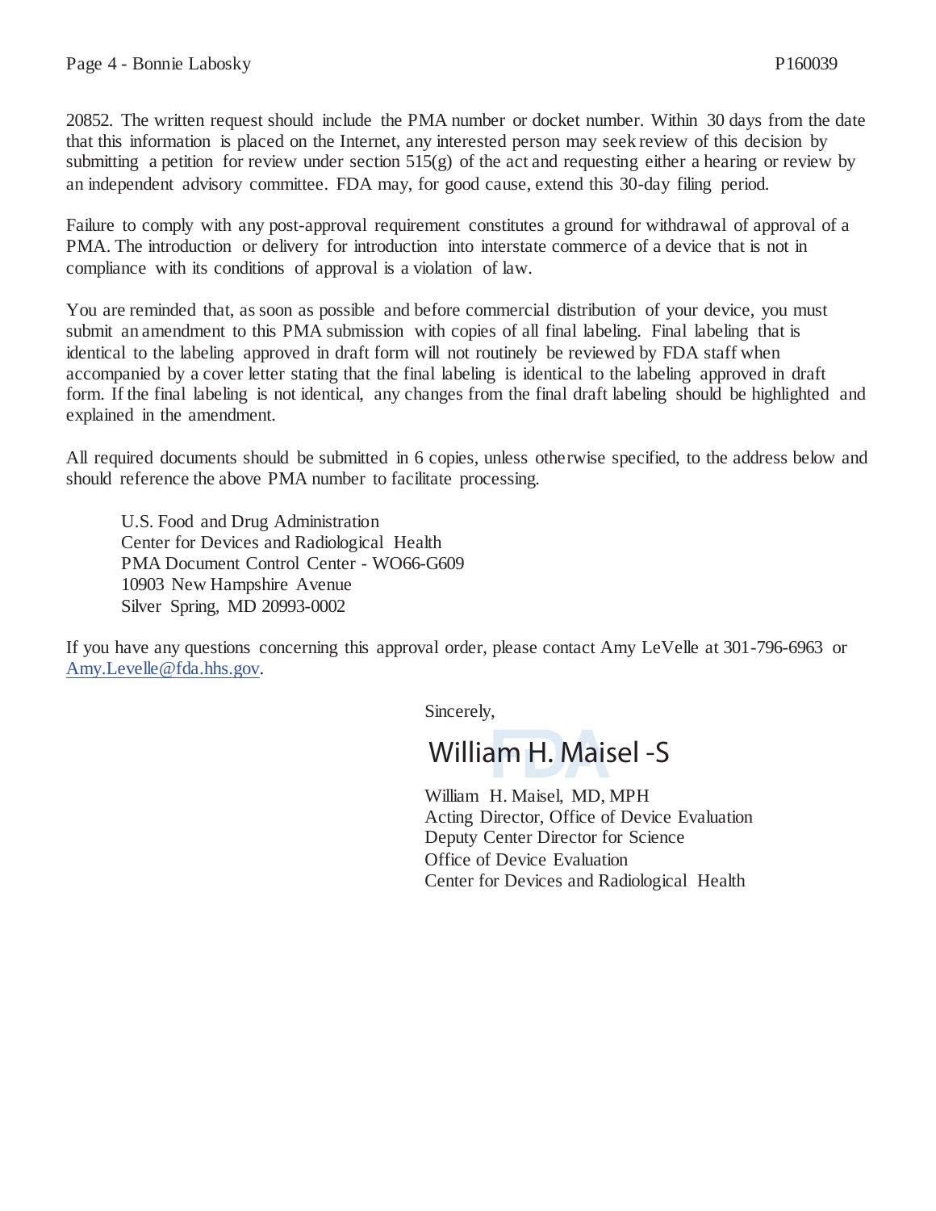20852. The written request should include the PMA number or docket number. Within 30 days from the date that this information is placed on the Internet, any interested person may seek review of this decision by submitting a petition for review under section 515(g) of the act and requesting either a hearing or review by an independent advisory committee. FDA may, for good cause, extend this 30-day filing period.

Failure to comply with any post-approval requirement constitutes a ground for withdrawal of approval of a PMA. The introduction or delivery for introduction into interstate commerce of a device that is not in compliance with its conditions of approval is a violation of law.

You are reminded that, as soon as possible and before commercial distribution of your device, you must submit an amendment to this PMA submission with copies of all final labeling. Final labeling that is identical to the labeling approved in draft form will not routinely be reviewed by FDA staff when accompanied by a cover letter stating that the final labeling is identical to the labeling approved in draft form. If the final labeling is not identical, any changes from the final draft labeling should be highlighted and explained in the amendment.

All required documents should be submitted in 6 copies, unless otherwise specified, to the address below and should reference the above PMA number to facilitate processing.

U.S. Food and Drug Administration
Center for Devices and Radiological Health
PMA Document Control Center - WO66-G609
10903 New Hampshire Avenue
Silver Spring, MD 20993-0002

If you have any questions concerning this approval order, please contact Amy LeVelle at 301-796-6963 or Amy.Levelle@fda.hhs.gov.

Sincerely,

William H. Maisel -S

William H. Maisel, MD, MPH
Acting Director, Office of Device Evaluation
Deputy Center Director for Science
Office of Device Evaluation
Center for Devices and Radiological Health